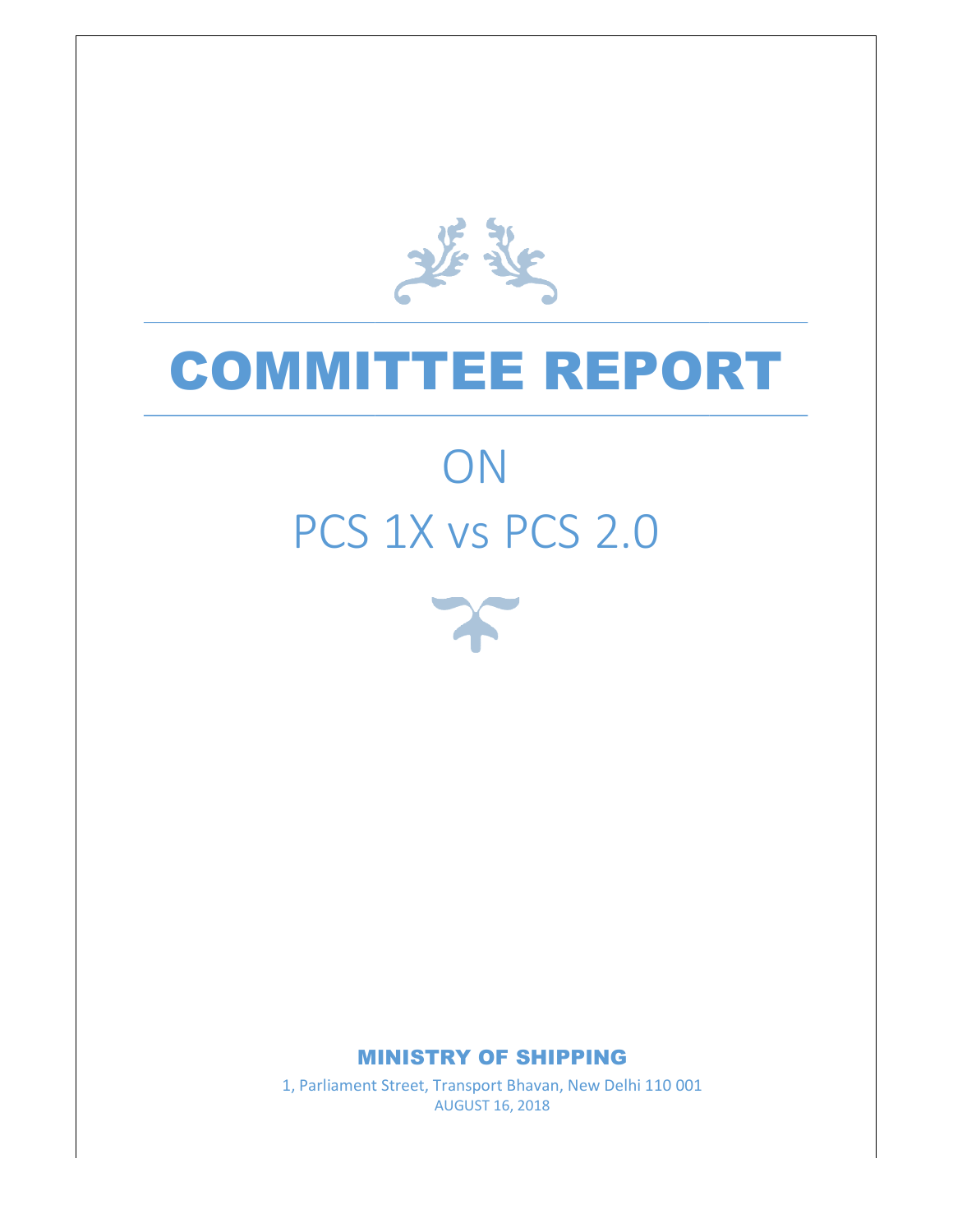# COMMITTEE REPORT

## ON
## PCS 1X vs PCS 2.0

**MINISTRY OF SHIPPING**

1, Parliament Street, Transport Bhavan, New Delhi 110 001

AUGUST 16, 2018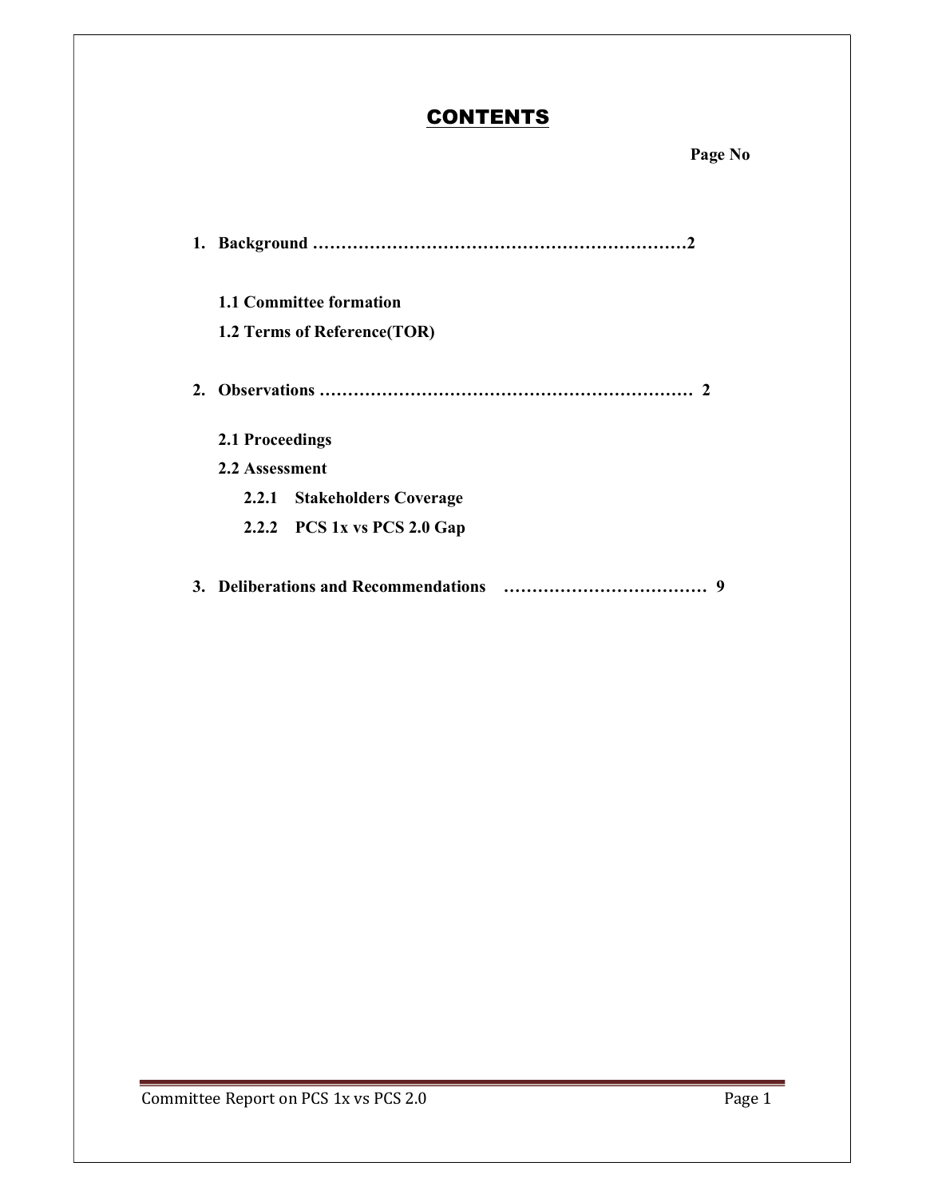# CONTENTS

**Page No**

1. **Background ……………………………………………………………2**

   **1.1 Committee formation**

   **1.2 Terms of Reference(TOR)**

2. **Observations …………………………………………………………… 2**

   **2.1 Proceedings**

   **2.2 Assessment**

   **2.2.1 Stakeholders Coverage**

   **2.2.2 PCS 1x vs PCS 2.0 Gap**

3. **Deliberations and Recommendations ……………………………… 9**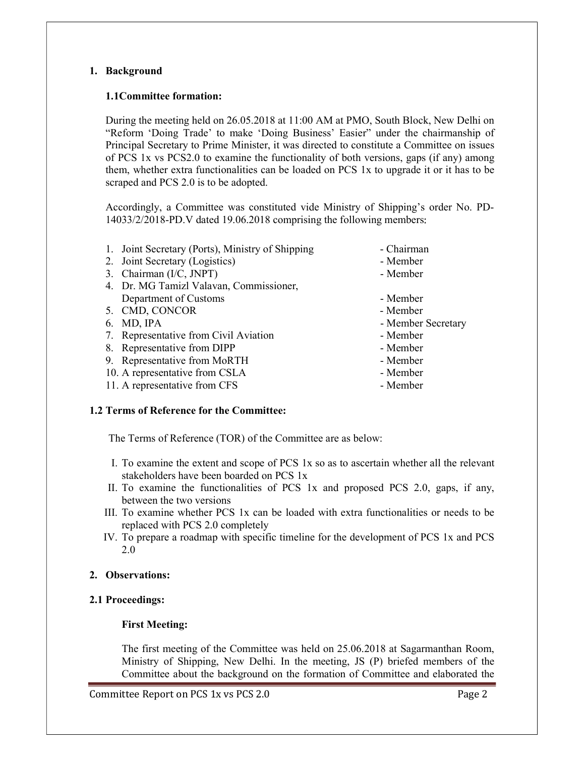## 1. Background

### 1.1Committee formation:

During the meeting held on 26.05.2018 at 11:00 AM at PMO, South Block, New Delhi on "Reform 'Doing Trade' to make 'Doing Business' Easier" under the chairmanship of Principal Secretary to Prime Minister, it was directed to constitute a Committee on issues of PCS 1x vs PCS2.0 to examine the functionality of both versions, gaps (if any) among them, whether extra functionalities can be loaded on PCS 1x to upgrade it or it has to be scraped and PCS 2.0 is to be adopted.

Accordingly, a Committee was constituted vide Ministry of Shipping's order No. PD-14033/2/2018-PD.V dated 19.06.2018 comprising the following members:

1. Joint Secretary (Ports), Ministry of Shipping - Chairman
2. Joint Secretary (Logistics) - Member
3. Chairman (I/C, JNPT) - Member
4. Dr. MG Tamizl Valavan, Commissioner, Department of Customs - Member
5. CMD, CONCOR - Member
6. MD, IPA - Member Secretary
7. Representative from Civil Aviation - Member
8. Representative from DIPP - Member
9. Representative from MoRTH - Member
10. A representative from CSLA - Member
11. A representative from CFS - Member

### 1.2 Terms of Reference for the Committee:

The Terms of Reference (TOR) of the Committee are as below:

I. To examine the extent and scope of PCS 1x so as to ascertain whether all the relevant stakeholders have been boarded on PCS 1x
II. To examine the functionalities of PCS 1x and proposed PCS 2.0, gaps, if any, between the two versions
III. To examine whether PCS 1x can be loaded with extra functionalities or needs to be replaced with PCS 2.0 completely
IV. To prepare a roadmap with specific timeline for the development of PCS 1x and PCS 2.0

## 2. Observations:

### 2.1 Proceedings:

**First Meeting:**

The first meeting of the Committee was held on 25.06.2018 at Sagarmanthan Room, Ministry of Shipping, New Delhi. In the meeting, JS (P) briefed members of the Committee about the background on the formation of Committee and elaborated the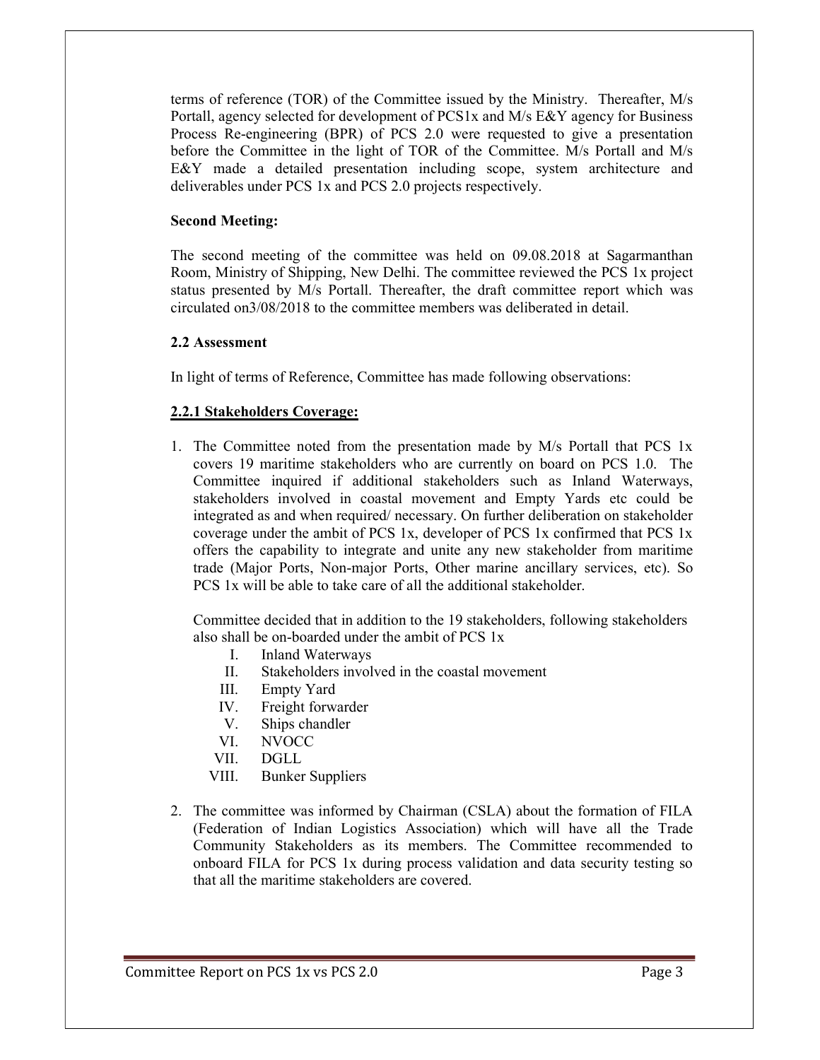terms of reference (TOR) of the Committee issued by the Ministry. Thereafter, M/s Portall, agency selected for development of PCS1x and M/s E&Y agency for Business Process Re-engineering (BPR) of PCS 2.0 were requested to give a presentation before the Committee in the light of TOR of the Committee. M/s Portall and M/s E&Y made a detailed presentation including scope, system architecture and deliverables under PCS 1x and PCS 2.0 projects respectively.

**Second Meeting:**

The second meeting of the committee was held on 09.08.2018 at Sagarmanthan Room, Ministry of Shipping, New Delhi. The committee reviewed the PCS 1x project status presented by M/s Portall. Thereafter, the draft committee report which was circulated on3/08/2018 to the committee members was deliberated in detail.

**2.2 Assessment**

In light of terms of Reference, Committee has made following observations:

**2.2.1 Stakeholders Coverage:**

1. The Committee noted from the presentation made by M/s Portall that PCS 1x covers 19 maritime stakeholders who are currently on board on PCS 1.0. The Committee inquired if additional stakeholders such as Inland Waterways, stakeholders involved in coastal movement and Empty Yards etc could be integrated as and when required/ necessary. On further deliberation on stakeholder coverage under the ambit of PCS 1x, developer of PCS 1x confirmed that PCS 1x offers the capability to integrate and unite any new stakeholder from maritime trade (Major Ports, Non-major Ports, Other marine ancillary services, etc). So PCS 1x will be able to take care of all the additional stakeholder.

   Committee decided that in addition to the 19 stakeholders, following stakeholders also shall be on-boarded under the ambit of PCS 1x

   I. Inland Waterways
   II. Stakeholders involved in the coastal movement
   III. Empty Yard
   IV. Freight forwarder
   V. Ships chandler
   VI. NVOCC
   VII. DGLL
   VIII. Bunker Suppliers

2. The committee was informed by Chairman (CSLA) about the formation of FILA (Federation of Indian Logistics Association) which will have all the Trade Community Stakeholders as its members. The Committee recommended to onboard FILA for PCS 1x during process validation and data security testing so that all the maritime stakeholders are covered.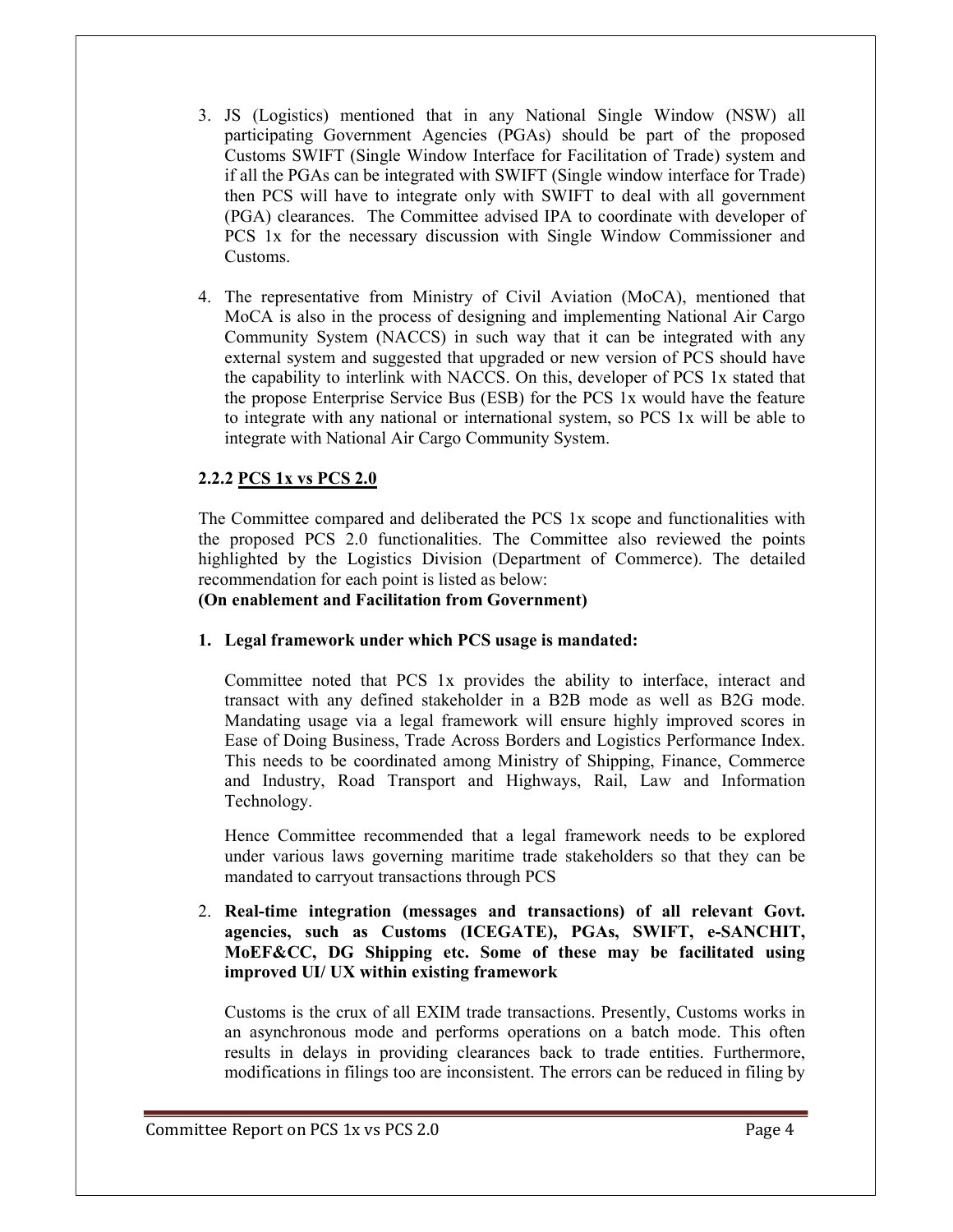3. JS (Logistics) mentioned that in any National Single Window (NSW) all participating Government Agencies (PGAs) should be part of the proposed Customs SWIFT (Single Window Interface for Facilitation of Trade) system and if all the PGAs can be integrated with SWIFT (Single window interface for Trade) then PCS will have to integrate only with SWIFT to deal with all government (PGA) clearances. The Committee advised IPA to coordinate with developer of PCS 1x for the necessary discussion with Single Window Commissioner and Customs.

4. The representative from Ministry of Civil Aviation (MoCA), mentioned that MoCA is also in the process of designing and implementing National Air Cargo Community System (NACCS) in such way that it can be integrated with any external system and suggested that upgraded or new version of PCS should have the capability to interlink with NACCS. On this, developer of PCS 1x stated that the propose Enterprise Service Bus (ESB) for the PCS 1x would have the feature to integrate with any national or international system, so PCS 1x will be able to integrate with National Air Cargo Community System.

### 2.2.2 PCS 1x vs PCS 2.0

The Committee compared and deliberated the PCS 1x scope and functionalities with the proposed PCS 2.0 functionalities. The Committee also reviewed the points highlighted by the Logistics Division (Department of Commerce). The detailed recommendation for each point is listed as below:

**(On enablement and Facilitation from Government)**

1. **Legal framework under which PCS usage is mandated:**

   Committee noted that PCS 1x provides the ability to interface, interact and transact with any defined stakeholder in a B2B mode as well as B2G mode. Mandating usage via a legal framework will ensure highly improved scores in Ease of Doing Business, Trade Across Borders and Logistics Performance Index. This needs to be coordinated among Ministry of Shipping, Finance, Commerce and Industry, Road Transport and Highways, Rail, Law and Information Technology.

   Hence Committee recommended that a legal framework needs to be explored under various laws governing maritime trade stakeholders so that they can be mandated to carryout transactions through PCS

2. **Real-time integration (messages and transactions) of all relevant Govt. agencies, such as Customs (ICEGATE), PGAs, SWIFT, e-SANCHIT, MoEF&CC, DG Shipping etc. Some of these may be facilitated using improved UI/ UX within existing framework**

   Customs is the crux of all EXIM trade transactions. Presently, Customs works in an asynchronous mode and performs operations on a batch mode. This often results in delays in providing clearances back to trade entities. Furthermore, modifications in filings too are inconsistent. The errors can be reduced in filing by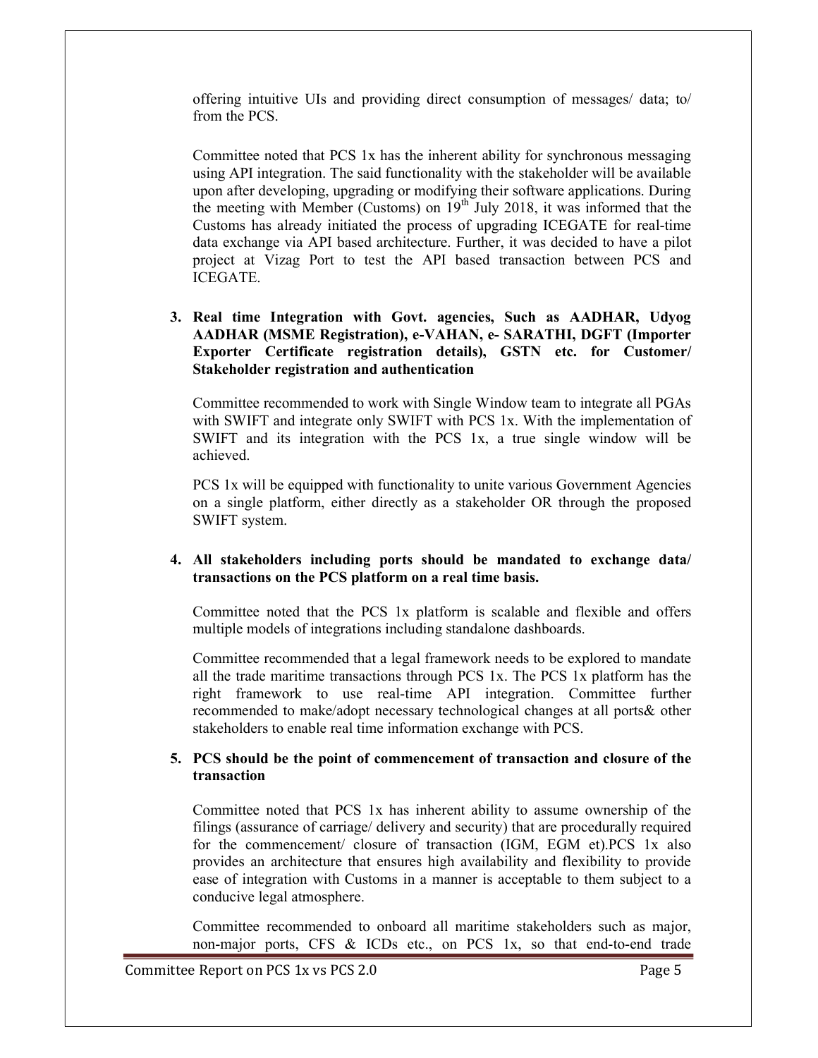offering intuitive UIs and providing direct consumption of messages/ data; to/ from the PCS.

Committee noted that PCS 1x has the inherent ability for synchronous messaging using API integration. The said functionality with the stakeholder will be available upon after developing, upgrading or modifying their software applications. During the meeting with Member (Customs) on 19th July 2018, it was informed that the Customs has already initiated the process of upgrading ICEGATE for real-time data exchange via API based architecture. Further, it was decided to have a pilot project at Vizag Port to test the API based transaction between PCS and ICEGATE.

3. **Real time Integration with Govt. agencies, Such as AADHAR, Udyog AADHAR (MSME Registration), e-VAHAN, e- SARATHI, DGFT (Importer Exporter Certificate registration details), GSTN etc. for Customer/ Stakeholder registration and authentication**

   Committee recommended to work with Single Window team to integrate all PGAs with SWIFT and integrate only SWIFT with PCS 1x. With the implementation of SWIFT and its integration with the PCS 1x, a true single window will be achieved.

   PCS 1x will be equipped with functionality to unite various Government Agencies on a single platform, either directly as a stakeholder OR through the proposed SWIFT system.

4. **All stakeholders including ports should be mandated to exchange data/ transactions on the PCS platform on a real time basis.**

   Committee noted that the PCS 1x platform is scalable and flexible and offers multiple models of integrations including standalone dashboards.

   Committee recommended that a legal framework needs to be explored to mandate all the trade maritime transactions through PCS 1x. The PCS 1x platform has the right framework to use real-time API integration. Committee further recommended to make/adopt necessary technological changes at all ports& other stakeholders to enable real time information exchange with PCS.

5. **PCS should be the point of commencement of transaction and closure of the transaction**

   Committee noted that PCS 1x has inherent ability to assume ownership of the filings (assurance of carriage/ delivery and security) that are procedurally required for the commencement/ closure of transaction (IGM, EGM et).PCS 1x also provides an architecture that ensures high availability and flexibility to provide ease of integration with Customs in a manner is acceptable to them subject to a conducive legal atmosphere.

   Committee recommended to onboard all maritime stakeholders such as major, non-major ports, CFS & ICDs etc., on PCS 1x, so that end-to-end trade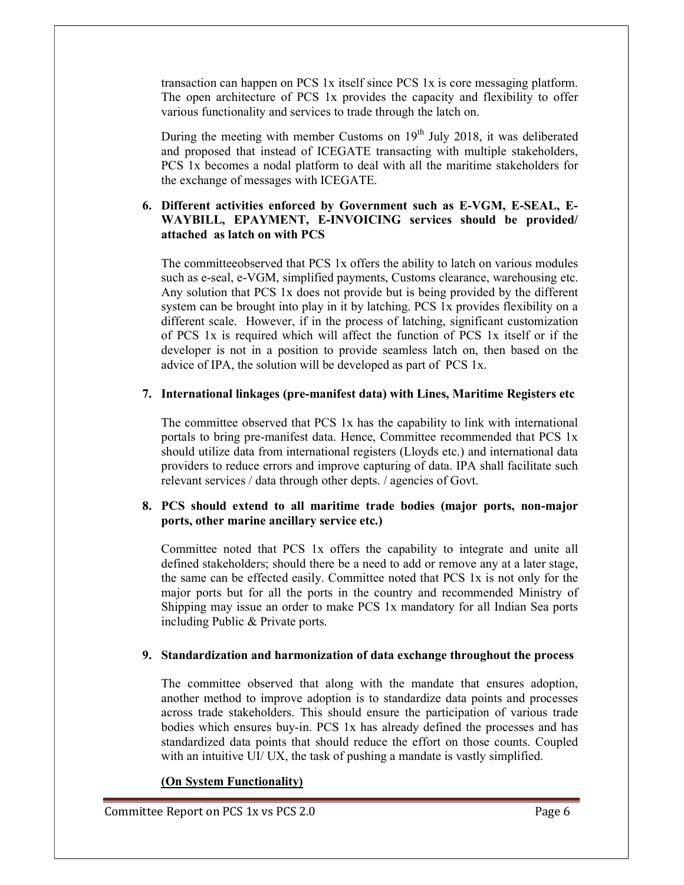transaction can happen on PCS 1x itself since PCS 1x is core messaging platform. The open architecture of PCS 1x provides the capacity and flexibility to offer various functionality and services to trade through the latch on.

During the meeting with member Customs on 19th July 2018, it was deliberated and proposed that instead of ICEGATE transacting with multiple stakeholders, PCS 1x becomes a nodal platform to deal with all the maritime stakeholders for the exchange of messages with ICEGATE.

6. **Different activities enforced by Government such as E-VGM, E-SEAL, E-WAYBILL, EPAYMENT, E-INVOICING services should be provided/ attached as latch on with PCS**

   The committeeobserved that PCS 1x offers the ability to latch on various modules such as e-seal, e-VGM, simplified payments, Customs clearance, warehousing etc. Any solution that PCS 1x does not provide but is being provided by the different system can be brought into play in it by latching. PCS 1x provides flexibility on a different scale. However, if in the process of latching, significant customization of PCS 1x is required which will affect the function of PCS 1x itself or if the developer is not in a position to provide seamless latch on, then based on the advice of IPA, the solution will be developed as part of PCS 1x.

7. **International linkages (pre-manifest data) with Lines, Maritime Registers etc**

   The committee observed that PCS 1x has the capability to link with international portals to bring pre-manifest data. Hence, Committee recommended that PCS 1x should utilize data from international registers (Lloyds etc.) and international data providers to reduce errors and improve capturing of data. IPA shall facilitate such relevant services / data through other depts. / agencies of Govt.

8. **PCS should extend to all maritime trade bodies (major ports, non-major ports, other marine ancillary service etc.)**

   Committee noted that PCS 1x offers the capability to integrate and unite all defined stakeholders; should there be a need to add or remove any at a later stage, the same can be effected easily. Committee noted that PCS 1x is not only for the major ports but for all the ports in the country and recommended Ministry of Shipping may issue an order to make PCS 1x mandatory for all Indian Sea ports including Public & Private ports.

9. **Standardization and harmonization of data exchange throughout the process**

   The committee observed that along with the mandate that ensures adoption, another method to improve adoption is to standardize data points and processes across trade stakeholders. This should ensure the participation of various trade bodies which ensures buy-in. PCS 1x has already defined the processes and has standardized data points that should reduce the effort on those counts. Coupled with an intuitive UI/ UX, the task of pushing a mandate is vastly simplified.

**(On System Functionality)**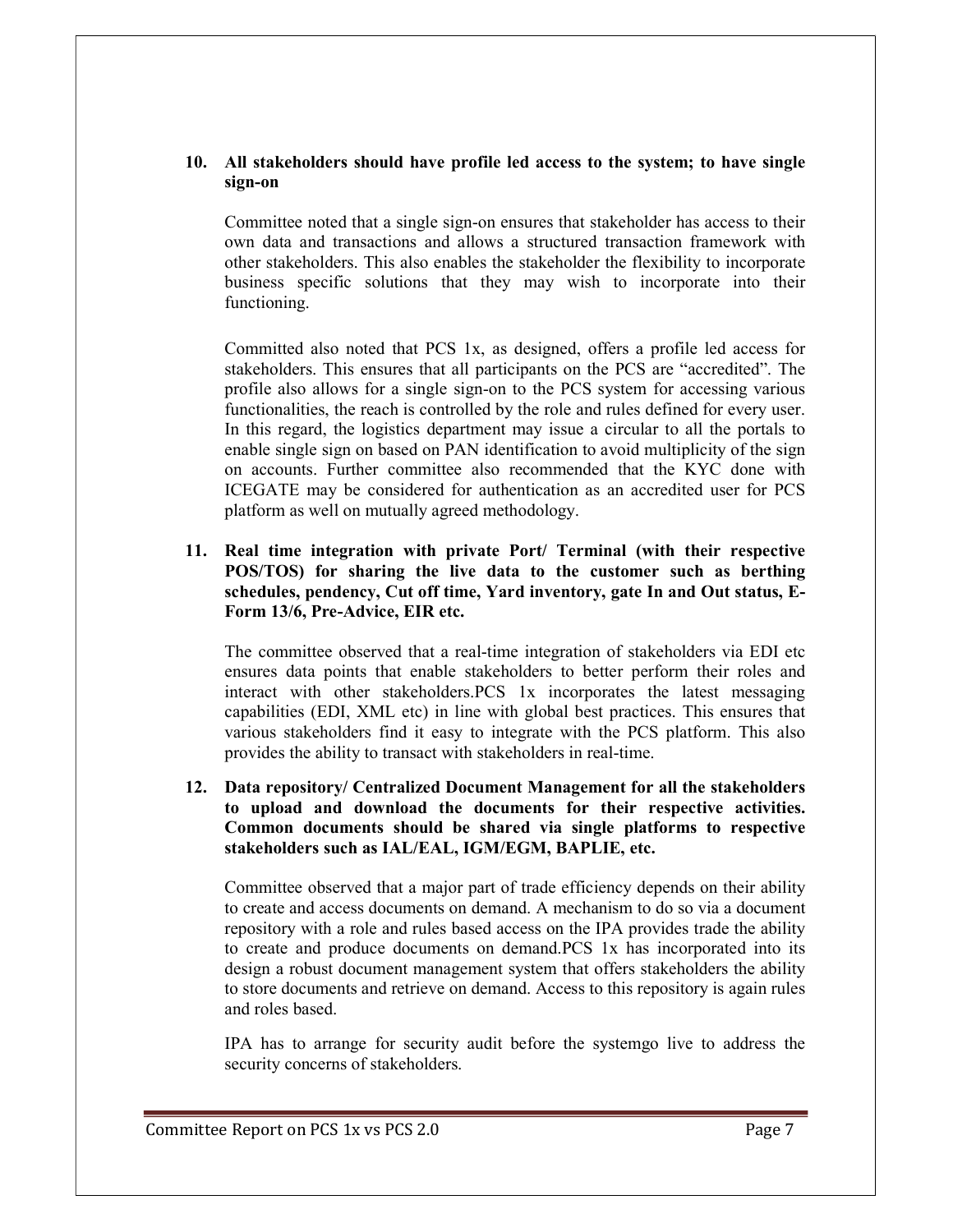10. **All stakeholders should have profile led access to the system; to have single sign-on**

    Committee noted that a single sign-on ensures that stakeholder has access to their own data and transactions and allows a structured transaction framework with other stakeholders. This also enables the stakeholder the flexibility to incorporate business specific solutions that they may wish to incorporate into their functioning.

    Committed also noted that PCS 1x, as designed, offers a profile led access for stakeholders. This ensures that all participants on the PCS are "accredited". The profile also allows for a single sign-on to the PCS system for accessing various functionalities, the reach is controlled by the role and rules defined for every user. In this regard, the logistics department may issue a circular to all the portals to enable single sign on based on PAN identification to avoid multiplicity of the sign on accounts. Further committee also recommended that the KYC done with ICEGATE may be considered for authentication as an accredited user for PCS platform as well on mutually agreed methodology.

11. **Real time integration with private Port/ Terminal (with their respective POS/TOS) for sharing the live data to the customer such as berthing schedules, pendency, Cut off time, Yard inventory, gate In and Out status, E-Form 13/6, Pre-Advice, EIR etc.**

    The committee observed that a real-time integration of stakeholders via EDI etc ensures data points that enable stakeholders to better perform their roles and interact with other stakeholders.PCS 1x incorporates the latest messaging capabilities (EDI, XML etc) in line with global best practices. This ensures that various stakeholders find it easy to integrate with the PCS platform. This also provides the ability to transact with stakeholders in real-time.

12. **Data repository/ Centralized Document Management for all the stakeholders to upload and download the documents for their respective activities. Common documents should be shared via single platforms to respective stakeholders such as IAL/EAL, IGM/EGM, BAPLIE, etc.**

    Committee observed that a major part of trade efficiency depends on their ability to create and access documents on demand. A mechanism to do so via a document repository with a role and rules based access on the IPA provides trade the ability to create and produce documents on demand.PCS 1x has incorporated into its design a robust document management system that offers stakeholders the ability to store documents and retrieve on demand. Access to this repository is again rules and roles based.

    IPA has to arrange for security audit before the systemgo live to address the security concerns of stakeholders.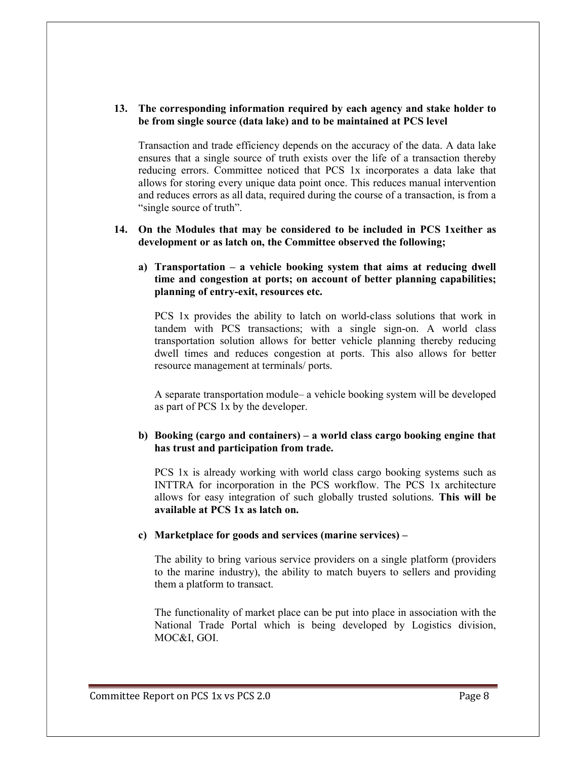**13. The corresponding information required by each agency and stake holder to be from single source (data lake) and to be maintained at PCS level**

Transaction and trade efficiency depends on the accuracy of the data. A data lake ensures that a single source of truth exists over the life of a transaction thereby reducing errors. Committee noticed that PCS 1x incorporates a data lake that allows for storing every unique data point once. This reduces manual intervention and reduces errors as all data, required during the course of a transaction, is from a "single source of truth".

**14. On the Modules that may be considered to be included in PCS 1xeither as development or as latch on, the Committee observed the following;**

**a) Transportation – a vehicle booking system that aims at reducing dwell time and congestion at ports; on account of better planning capabilities; planning of entry-exit, resources etc.**

PCS 1x provides the ability to latch on world-class solutions that work in tandem with PCS transactions; with a single sign-on. A world class transportation solution allows for better vehicle planning thereby reducing dwell times and reduces congestion at ports. This also allows for better resource management at terminals/ ports.

A separate transportation module– a vehicle booking system will be developed as part of PCS 1x by the developer.

**b) Booking (cargo and containers) – a world class cargo booking engine that has trust and participation from trade.**

PCS 1x is already working with world class cargo booking systems such as INTTRA for incorporation in the PCS workflow. The PCS 1x architecture allows for easy integration of such globally trusted solutions. **This will be available at PCS 1x as latch on.**

**c) Marketplace for goods and services (marine services) –**

The ability to bring various service providers on a single platform (providers to the marine industry), the ability to match buyers to sellers and providing them a platform to transact.

The functionality of market place can be put into place in association with the National Trade Portal which is being developed by Logistics division, MOC&I, GOI.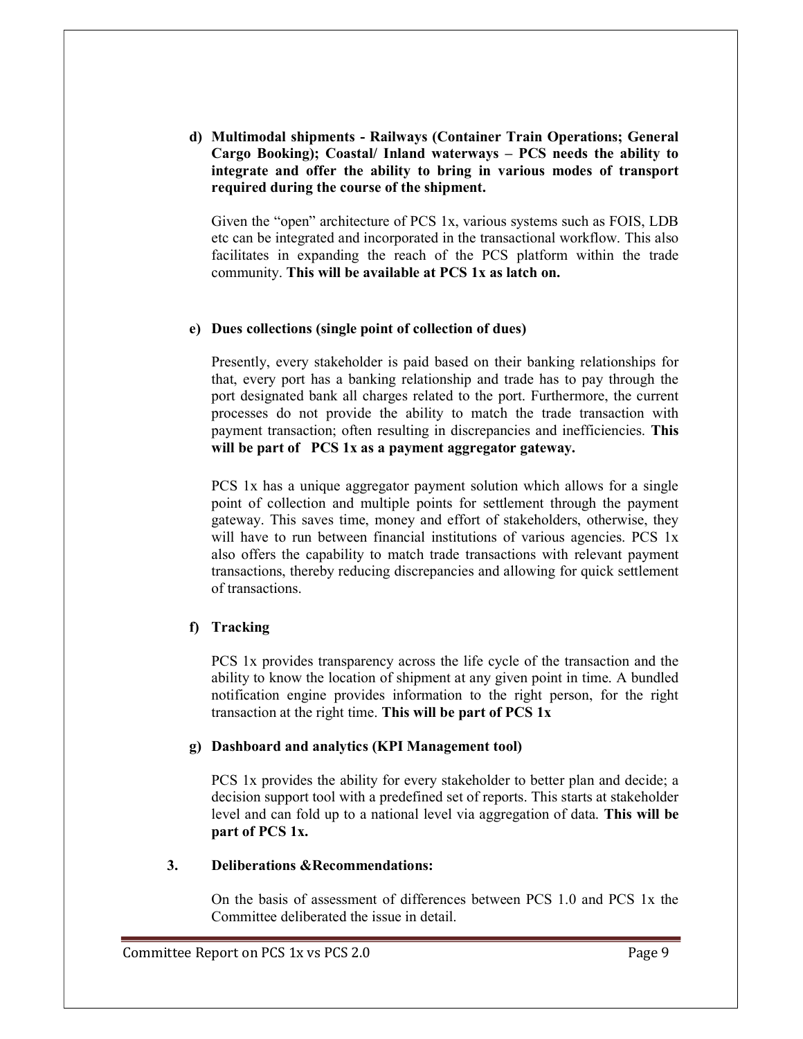d) **Multimodal shipments - Railways (Container Train Operations; General Cargo Booking); Coastal/ Inland waterways – PCS needs the ability to integrate and offer the ability to bring in various modes of transport required during the course of the shipment.**

   Given the "open" architecture of PCS 1x, various systems such as FOIS, LDB etc can be integrated and incorporated in the transactional workflow. This also facilitates in expanding the reach of the PCS platform within the trade community. **This will be available at PCS 1x as latch on.**

e) **Dues collections (single point of collection of dues)**

   Presently, every stakeholder is paid based on their banking relationships for that, every port has a banking relationship and trade has to pay through the port designated bank all charges related to the port. Furthermore, the current processes do not provide the ability to match the trade transaction with payment transaction; often resulting in discrepancies and inefficiencies. **This will be part of PCS 1x as a payment aggregator gateway.**

   PCS 1x has a unique aggregator payment solution which allows for a single point of collection and multiple points for settlement through the payment gateway. This saves time, money and effort of stakeholders, otherwise, they will have to run between financial institutions of various agencies. PCS 1x also offers the capability to match trade transactions with relevant payment transactions, thereby reducing discrepancies and allowing for quick settlement of transactions.

f) **Tracking**

   PCS 1x provides transparency across the life cycle of the transaction and the ability to know the location of shipment at any given point in time. A bundled notification engine provides information to the right person, for the right transaction at the right time. **This will be part of PCS 1x**

g) **Dashboard and analytics (KPI Management tool)**

   PCS 1x provides the ability for every stakeholder to better plan and decide; a decision support tool with a predefined set of reports. This starts at stakeholder level and can fold up to a national level via aggregation of data. **This will be part of PCS 1x.**

## 3. Deliberations &Recommendations:

On the basis of assessment of differences between PCS 1.0 and PCS 1x the Committee deliberated the issue in detail.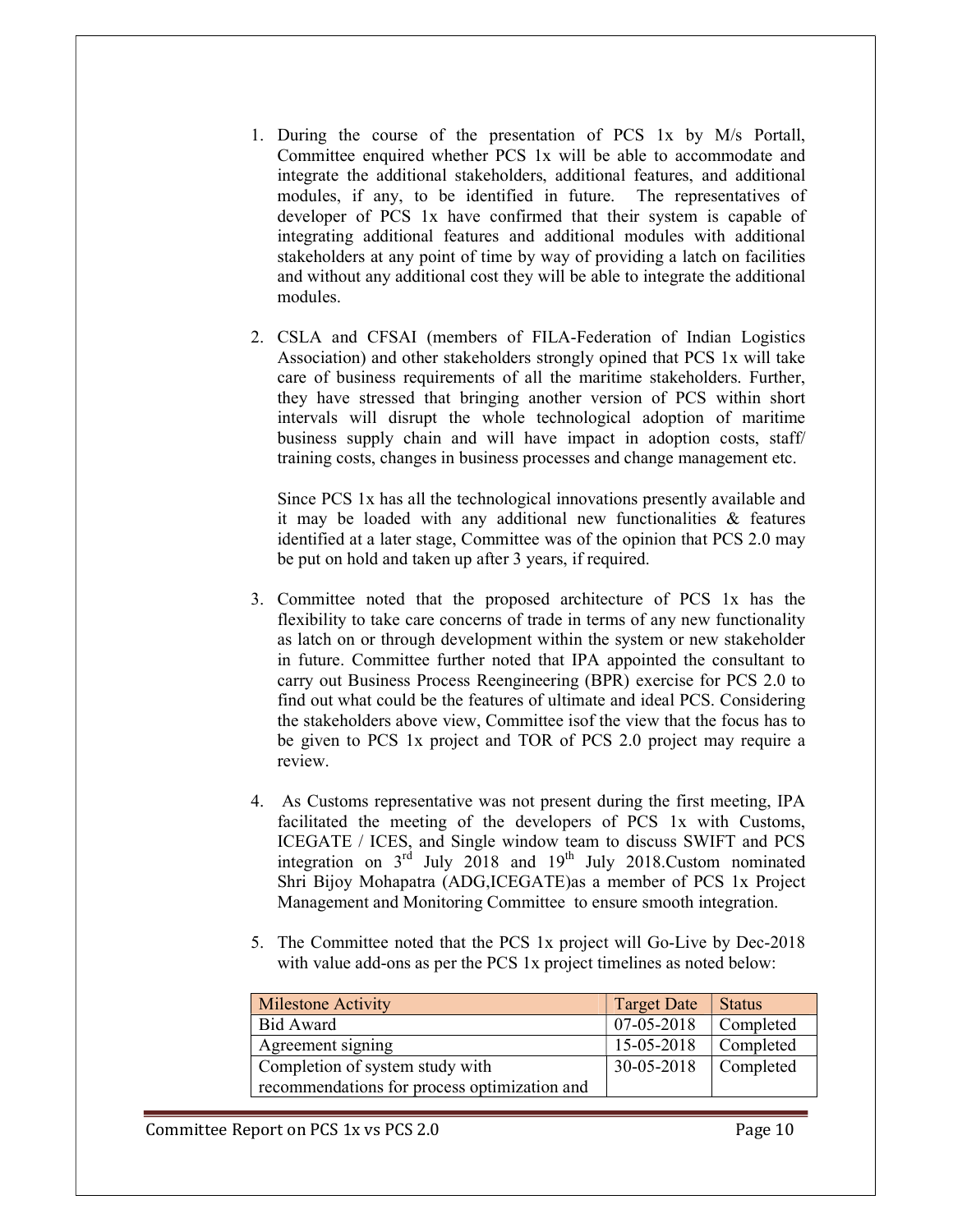1. During the course of the presentation of PCS 1x by M/s Portall, Committee enquired whether PCS 1x will be able to accommodate and integrate the additional stakeholders, additional features, and additional modules, if any, to be identified in future. The representatives of developer of PCS 1x have confirmed that their system is capable of integrating additional features and additional modules with additional stakeholders at any point of time by way of providing a latch on facilities and without any additional cost they will be able to integrate the additional modules.

2. CSLA and CFSAI (members of FILA-Federation of Indian Logistics Association) and other stakeholders strongly opined that PCS 1x will take care of business requirements of all the maritime stakeholders. Further, they have stressed that bringing another version of PCS within short intervals will disrupt the whole technological adoption of maritime business supply chain and will have impact in adoption costs, staff/ training costs, changes in business processes and change management etc.

   Since PCS 1x has all the technological innovations presently available and it may be loaded with any additional new functionalities & features identified at a later stage, Committee was of the opinion that PCS 2.0 may be put on hold and taken up after 3 years, if required.

3. Committee noted that the proposed architecture of PCS 1x has the flexibility to take care concerns of trade in terms of any new functionality as latch on or through development within the system or new stakeholder in future. Committee further noted that IPA appointed the consultant to carry out Business Process Reengineering (BPR) exercise for PCS 2.0 to find out what could be the features of ultimate and ideal PCS. Considering the stakeholders above view, Committee isof the view that the focus has to be given to PCS 1x project and TOR of PCS 2.0 project may require a review.

4. As Customs representative was not present during the first meeting, IPA facilitated the meeting of the developers of PCS 1x with Customs, ICEGATE / ICES, and Single window team to discuss SWIFT and PCS integration on 3rd July 2018 and 19th July 2018.Custom nominated Shri Bijoy Mohapatra (ADG,ICEGATE)as a member of PCS 1x Project Management and Monitoring Committee to ensure smooth integration.

5. The Committee noted that the PCS 1x project will Go-Live by Dec-2018 with value add-ons as per the PCS 1x project timelines as noted below:

| Milestone Activity | Target Date | Status |
|---|---|---|
| Bid Award | 07-05-2018 | Completed |
| Agreement signing | 15-05-2018 | Completed |
| Completion of system study with recommendations for process optimization and | 30-05-2018 | Completed |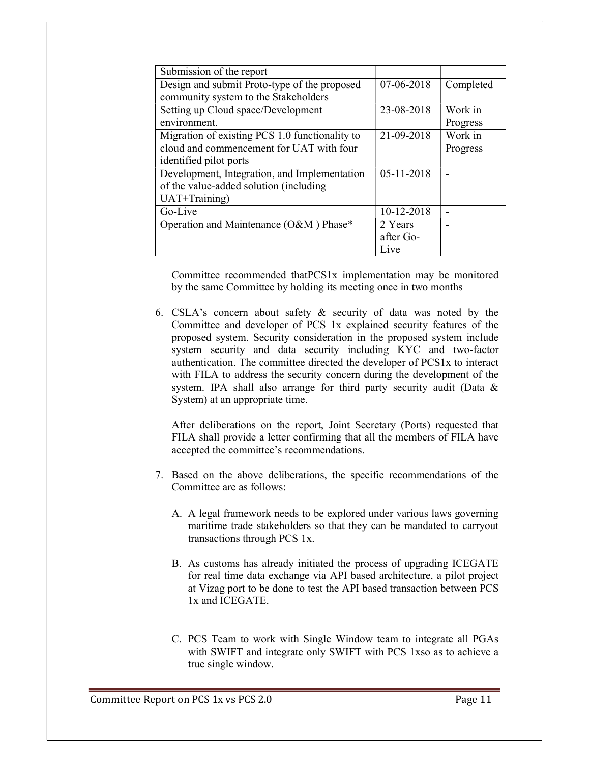| Submission of the report | | |
| --- | --- | --- |
| Design and submit Proto-type of the proposed community system to the Stakeholders | 07-06-2018 | Completed |
| Setting up Cloud space/Development environment. | 23-08-2018 | Work in Progress |
| Migration of existing PCS 1.0 functionality to cloud and commencement for UAT with four identified pilot ports | 21-09-2018 | Work in Progress |
| Development, Integration, and Implementation of the value-added solution (including UAT+Training) | 05-11-2018 | - |
| Go-Live | 10-12-2018 | - |
| Operation and Maintenance (O&M ) Phase* | 2 Years after Go-Live | - |

Committee recommended thatPCS1x implementation may be monitored by the same Committee by holding its meeting once in two months

6. CSLA's concern about safety & security of data was noted by the Committee and developer of PCS 1x explained security features of the proposed system. Security consideration in the proposed system include system security and data security including KYC and two-factor authentication. The committee directed the developer of PCS1x to interact with FILA to address the security concern during the development of the system. IPA shall also arrange for third party security audit (Data & System) at an appropriate time.

   After deliberations on the report, Joint Secretary (Ports) requested that FILA shall provide a letter confirming that all the members of FILA have accepted the committee's recommendations.

7. Based on the above deliberations, the specific recommendations of the Committee are as follows:

   A. A legal framework needs to be explored under various laws governing maritime trade stakeholders so that they can be mandated to carryout transactions through PCS 1x.

   B. As customs has already initiated the process of upgrading ICEGATE for real time data exchange via API based architecture, a pilot project at Vizag port to be done to test the API based transaction between PCS 1x and ICEGATE.

   C. PCS Team to work with Single Window team to integrate all PGAs with SWIFT and integrate only SWIFT with PCS 1xso as to achieve a true single window.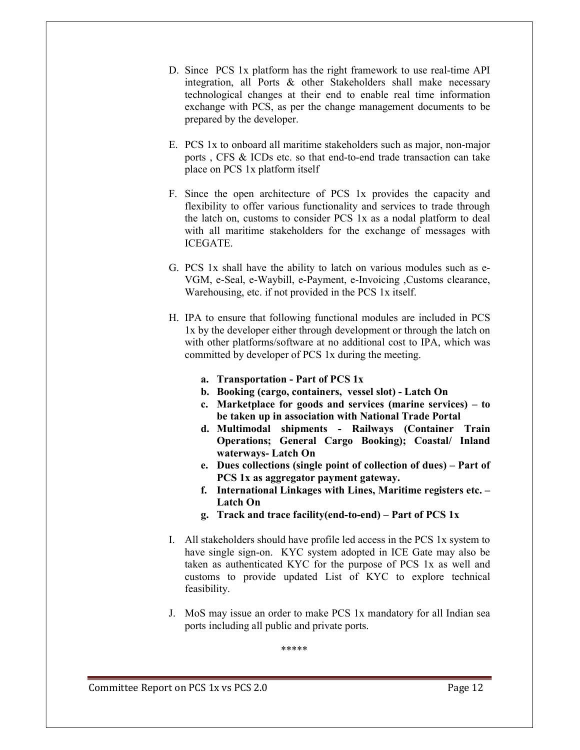D. Since PCS 1x platform has the right framework to use real-time API integration, all Ports & other Stakeholders shall make necessary technological changes at their end to enable real time information exchange with PCS, as per the change management documents to be prepared by the developer.

E. PCS 1x to onboard all maritime stakeholders such as major, non-major ports , CFS & ICDs etc. so that end-to-end trade transaction can take place on PCS 1x platform itself

F. Since the open architecture of PCS 1x provides the capacity and flexibility to offer various functionality and services to trade through the latch on, customs to consider PCS 1x as a nodal platform to deal with all maritime stakeholders for the exchange of messages with ICEGATE.

G. PCS 1x shall have the ability to latch on various modules such as e-VGM, e-Seal, e-Waybill, e-Payment, e-Invoicing ,Customs clearance, Warehousing, etc. if not provided in the PCS 1x itself.

H. IPA to ensure that following functional modules are included in PCS 1x by the developer either through development or through the latch on with other platforms/software at no additional cost to IPA, which was committed by developer of PCS 1x during the meeting.

   a. **Transportation - Part of PCS 1x**
   b. **Booking (cargo, containers, vessel slot) - Latch On**
   c. **Marketplace for goods and services (marine services) – to be taken up in association with National Trade Portal**
   d. **Multimodal shipments - Railways (Container Train Operations; General Cargo Booking); Coastal/ Inland waterways- Latch On**
   e. **Dues collections (single point of collection of dues) – Part of PCS 1x as aggregator payment gateway.**
   f. **International Linkages with Lines, Maritime registers etc. – Latch On**
   g. **Track and trace facility(end-to-end) – Part of PCS 1x**

I. All stakeholders should have profile led access in the PCS 1x system to have single sign-on. KYC system adopted in ICE Gate may also be taken as authenticated KYC for the purpose of PCS 1x as well and customs to provide updated List of KYC to explore technical feasibility.

J. MoS may issue an order to make PCS 1x mandatory for all Indian sea ports including all public and private ports.

*****